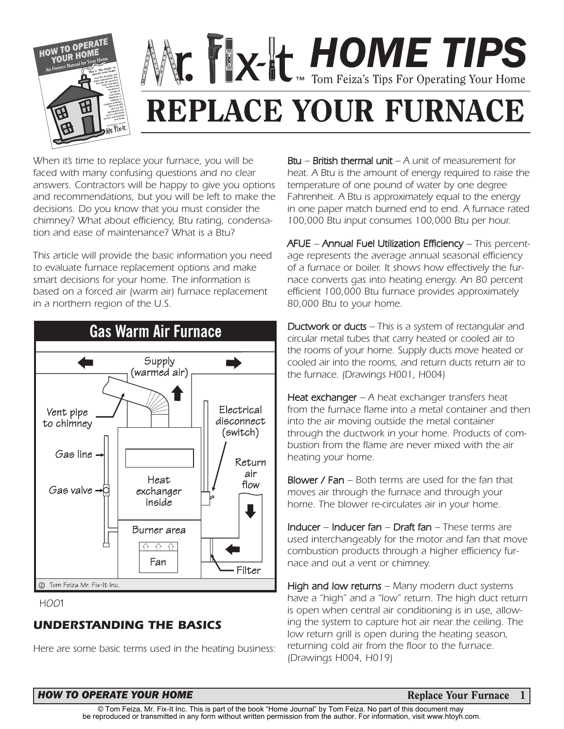# Mr. Fix-It HOME TIPS

Tom Feiza's Tips For Operating Your Home

# REPLACE YOUR FURNACE

*When it's time to replace your furnace, you will be faced with many confusing questions and no clear answers. Contractors will be happy to give you options and recommendations, but you will be left to make the decisions. Do you know that you must consider the chimney? What about efficiency, Btu rating, condensation and ease of maintenance? What is a Btu?*

*This article will provide the basic information you need to evaluate furnace replacement options and make smart decisions for your home. The information is based on a forced air (warm air) furnace replacement in a northern region of the U.S.*

Gas Warm Air Furnace

H001

## UNDERSTANDING THE BASICS

*Here are some basic terms used in the heating business:*

**Btu – British thermal unit** – *A unit of measurement for heat. A Btu is the amount of energy required to raise the temperature of one pound of water by one degree Fahrenheit. A Btu is approximately equal to the energy in one paper match burned end to end. A furnace rated 100,000 Btu input consumes 100,000 Btu per hour.*

**AFUE – Annual Fuel Utilization Efficiency** – *This percentage represents the average annual seasonal efficiency of a furnace or boiler. It shows how effectively the furnace converts gas into heating energy. An 80 percent efficient 100,000 Btu furnace provides approximately 80,000 Btu to your home.*

**Ductwork or ducts** – *This is a system of rectangular and circular metal tubes that carry heated or cooled air to the rooms of your home. Supply ducts move heated or cooled air into the rooms, and return ducts return air to the furnace. (Drawings H001, H004)*

**Heat exchanger** – *A heat exchanger transfers heat from the furnace flame into a metal container and then into the air moving outside the metal container through the ductwork in your home. Products of combustion from the flame are never mixed with the air heating your home.*

**Blower / Fan** – *Both terms are used for the fan that moves air through the furnace and through your home. The blower re-circulates air in your home.*

**Inducer – Inducer fan – Draft fan** – *These terms are used interchangeably for the motor and fan that move combustion products through a higher efficiency furnace and out a vent or chimney.*

**High and low returns** – *Many modern duct systems have a "high" and a "low" return. The high duct return is open when central air conditioning is in use, allowing the system to capture hot air near the ceiling. The low return grill is open during the heating season, returning cold air from the floor to the furnace. (Drawings H004, H019)*

© Tom Feiza, Mr. Fix-It Inc. This is part of the book "Home Journal" by Tom Feiza. No part of this document may be reproduced or transmitted in any form without written permission from the author. For information, visit www.htoyh.com.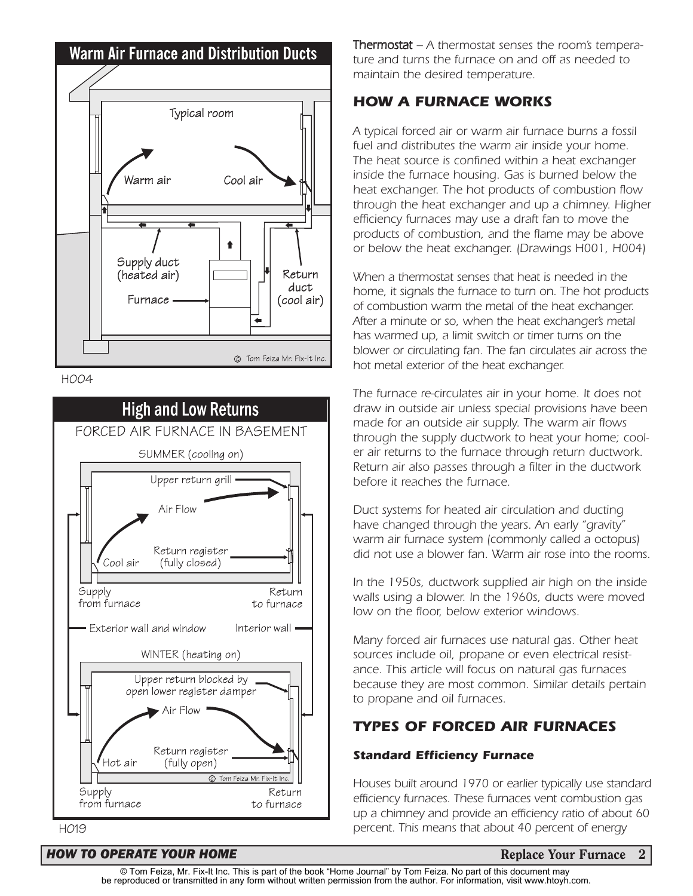## Warm Air Furnace and Distribution Ducts

Typical room

Warm air

Cool air

Supply duct (heated air)

Furnace

Return duct (cool air)

© Tom Feiza Mr. Fix-It Inc.

H004

## High and Low Returns

FORCED AIR FURNACE IN BASEMENT

SUMMER (cooling on)

Upper return grill

Air Flow

Return register (fully closed)

Cool air

Supply from furnace

Return to furnace

Exterior wall and window

Interior wall

WINTER (heating on)

Upper return blocked by open lower register damper

Air Flow

Return register (fully open)

Hot air

© Tom Feiza Mr. Fix-It Inc.

Supply from furnace

Return to furnace

H019

**Thermostat** – *A thermostat senses the room's temperature and turns the furnace on and off as needed to maintain the desired temperature.*

## *HOW A FURNACE WORKS*

*A typical forced air or warm air furnace burns a fossil fuel and distributes the warm air inside your home. The heat source is confined within a heat exchanger inside the furnace housing. Gas is burned below the heat exchanger. The hot products of combustion flow through the heat exchanger and up a chimney. Higher efficiency furnaces may use a draft fan to move the products of combustion, and the flame may be above or below the heat exchanger. (Drawings H001, H004)*

*When a thermostat senses that heat is needed in the home, it signals the furnace to turn on. The hot products of combustion warm the metal of the heat exchanger. After a minute or so, when the heat exchanger's metal has warmed up, a limit switch or timer turns on the blower or circulating fan. The fan circulates air across the hot metal exterior of the heat exchanger.*

*The furnace re-circulates air in your home. It does not draw in outside air unless special provisions have been made for an outside air supply. The warm air flows through the supply ductwork to heat your home; cooler air returns to the furnace through return ductwork. Return air also passes through a filter in the ductwork before it reaches the furnace.*

*Duct systems for heated air circulation and ducting have changed through the years. An early "gravity" warm air furnace system (commonly called a octopus) did not use a blower fan. Warm air rose into the rooms.*

*In the 1950s, ductwork supplied air high on the inside walls using a blower. In the 1960s, ducts were moved low on the floor, below exterior windows.*

*Many forced air furnaces use natural gas. Other heat sources include oil, propane or even electrical resistance. This article will focus on natural gas furnaces because they are most common. Similar details pertain to propane and oil furnaces.*

## *TYPES OF FORCED AIR FURNACES*

### *Standard Efficiency Furnace*

*Houses built around 1970 or earlier typically use standard efficiency furnaces. These furnaces vent combustion gas up a chimney and provide an efficiency ratio of about 60 percent. This means that about 40 percent of energy*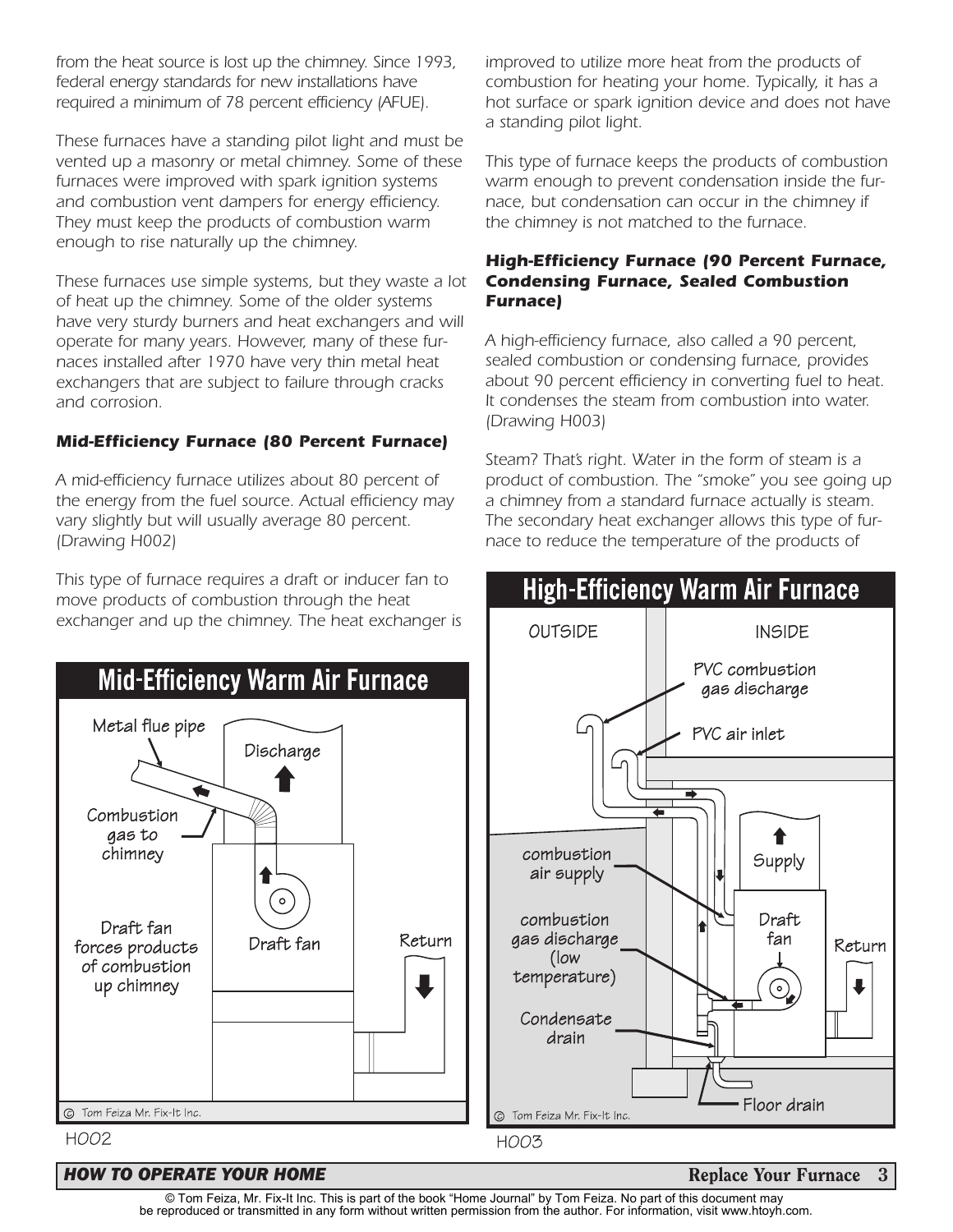from the heat source is lost up the chimney. Since 1993, federal energy standards for new installations have required a minimum of 78 percent efficiency (AFUE).

These furnaces have a standing pilot light and must be vented up a masonry or metal chimney. Some of these furnaces were improved with spark ignition systems and combustion vent dampers for energy efficiency. They must keep the products of combustion warm enough to rise naturally up the chimney.

These furnaces use simple systems, but they waste a lot of heat up the chimney. Some of the older systems have very sturdy burners and heat exchangers and will operate for many years. However, many of these furnaces installed after 1970 have very thin metal heat exchangers that are subject to failure through cracks and corrosion.

### *Mid-Efficiency Furnace (80 Percent Furnace)*

A mid-efficiency furnace utilizes about 80 percent of the energy from the fuel source. Actual efficiency may vary slightly but will usually average 80 percent. (Drawing H002)

This type of furnace requires a draft or inducer fan to move products of combustion through the heat exchanger and up the chimney. The heat exchanger is improved to utilize more heat from the products of combustion for heating your home. Typically, it has a hot surface or spark ignition device and does not have a standing pilot light.

This type of furnace keeps the products of combustion warm enough to prevent condensation inside the furnace, but condensation can occur in the chimney if the chimney is not matched to the furnace.

### *High-Efficiency Furnace (90 Percent Furnace, Condensing Furnace, Sealed Combustion Furnace)*

A high-efficiency furnace, also called a 90 percent, sealed combustion or condensing furnace, provides about 90 percent efficiency in converting fuel to heat. It condenses the steam from combustion into water. (Drawing H003)

Steam? That's right. Water in the form of steam is a product of combustion. The "smoke" you see going up a chimney from a standard furnace actually is steam. The secondary heat exchanger allows this type of furnace to reduce the temperature of the products of

**Mid-Efficiency Warm Air Furnace**

Metal flue pipe · Discharge · Combustion gas to chimney · Draft fan forces products of combustion up chimney · Draft fan · Return

© Tom Feiza Mr. Fix-It Inc.

H002

**High-Efficiency Warm Air Furnace**

OUTSIDE · INSIDE · PVC combustion gas discharge · PVC air inlet · combustion air supply · Supply · combustion gas discharge (low temperature) · Draft fan · Return · Condensate drain · Floor drain

© Tom Feiza Mr. Fix-It Inc.

H003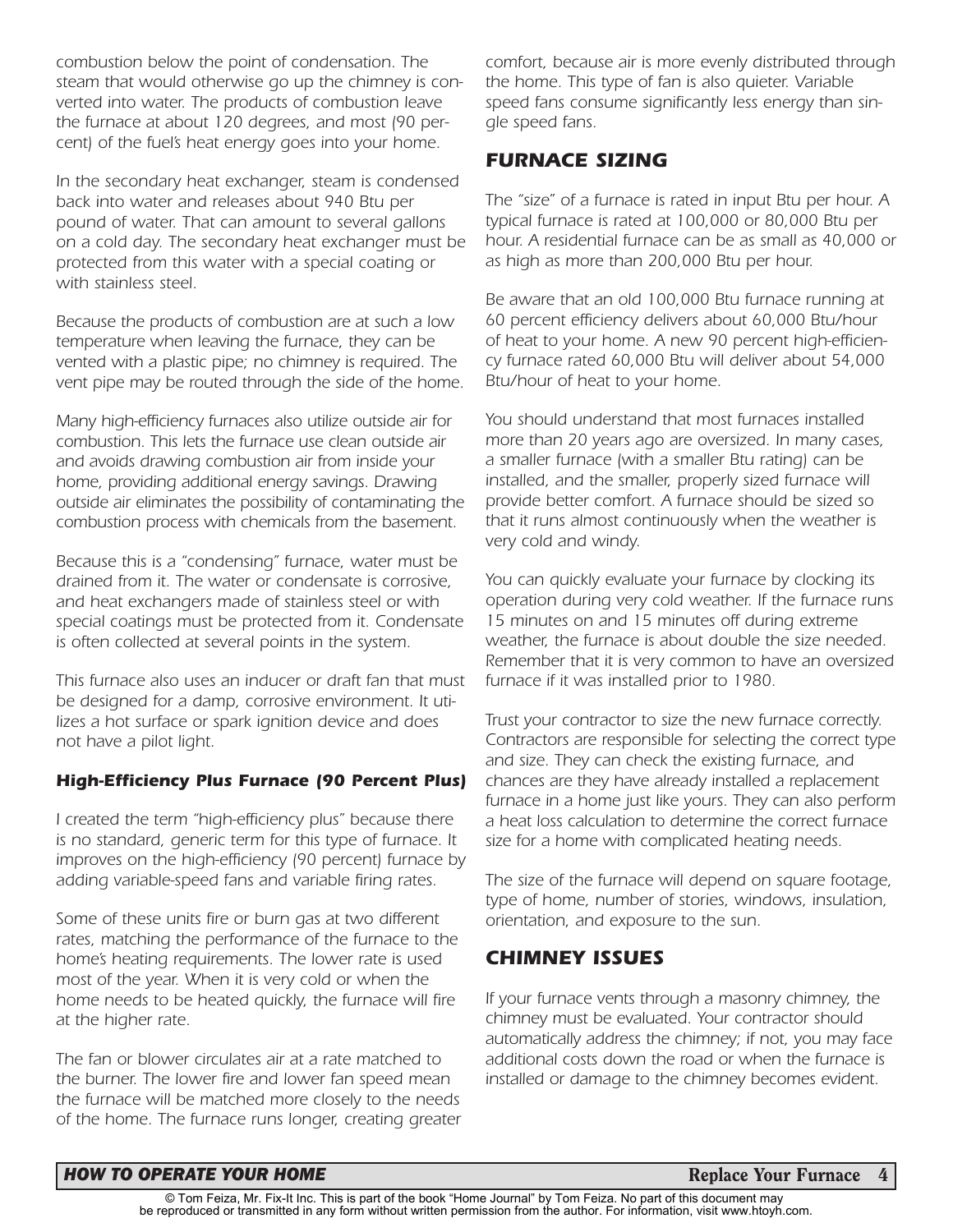*combustion below the point of condensation. The steam that would otherwise go up the chimney is converted into water. The products of combustion leave the furnace at about 120 degrees, and most (90 percent) of the fuel's heat energy goes into your home.*

*In the secondary heat exchanger, steam is condensed back into water and releases about 940 Btu per pound of water. That can amount to several gallons on a cold day. The secondary heat exchanger must be protected from this water with a special coating or with stainless steel.*

*Because the products of combustion are at such a low temperature when leaving the furnace, they can be vented with a plastic pipe; no chimney is required. The vent pipe may be routed through the side of the home.*

*Many high-efficiency furnaces also utilize outside air for combustion. This lets the furnace use clean outside air and avoids drawing combustion air from inside your home, providing additional energy savings. Drawing outside air eliminates the possibility of contaminating the combustion process with chemicals from the basement.*

*Because this is a "condensing" furnace, water must be drained from it. The water or condensate is corrosive, and heat exchangers made of stainless steel or with special coatings must be protected from it. Condensate is often collected at several points in the system.*

*This furnace also uses an inducer or draft fan that must be designed for a damp, corrosive environment. It utilizes a hot surface or spark ignition device and does not have a pilot light.*

### *High-Efficiency Plus Furnace (90 Percent Plus)*

*I created the term "high-efficiency plus" because there is no standard, generic term for this type of furnace. It improves on the high-efficiency (90 percent) furnace by adding variable-speed fans and variable firing rates.*

*Some of these units fire or burn gas at two different rates, matching the performance of the furnace to the home's heating requirements. The lower rate is used most of the year. When it is very cold or when the home needs to be heated quickly, the furnace will fire at the higher rate.*

*The fan or blower circulates air at a rate matched to the burner. The lower fire and lower fan speed mean the furnace will be matched more closely to the needs of the home. The furnace runs longer, creating greater comfort, because air is more evenly distributed through the home. This type of fan is also quieter. Variable speed fans consume significantly less energy than single speed fans.*

## *FURNACE SIZING*

*The "size" of a furnace is rated in input Btu per hour. A typical furnace is rated at 100,000 or 80,000 Btu per hour. A residential furnace can be as small as 40,000 or as high as more than 200,000 Btu per hour.*

*Be aware that an old 100,000 Btu furnace running at 60 percent efficiency delivers about 60,000 Btu/hour of heat to your home. A new 90 percent high-efficiency furnace rated 60,000 Btu will deliver about 54,000 Btu/hour of heat to your home.*

*You should understand that most furnaces installed more than 20 years ago are oversized. In many cases, a smaller furnace (with a smaller Btu rating) can be installed, and the smaller, properly sized furnace will provide better comfort. A furnace should be sized so that it runs almost continuously when the weather is very cold and windy.*

*You can quickly evaluate your furnace by clocking its operation during very cold weather. If the furnace runs 15 minutes on and 15 minutes off during extreme weather, the furnace is about double the size needed. Remember that it is very common to have an oversized furnace if it was installed prior to 1980.*

*Trust your contractor to size the new furnace correctly. Contractors are responsible for selecting the correct type and size. They can check the existing furnace, and chances are they have already installed a replacement furnace in a home just like yours. They can also perform a heat loss calculation to determine the correct furnace size for a home with complicated heating needs.*

*The size of the furnace will depend on square footage, type of home, number of stories, windows, insulation, orientation, and exposure to the sun.*

## *CHIMNEY ISSUES*

*If your furnace vents through a masonry chimney, the chimney must be evaluated. Your contractor should automatically address the chimney; if not, you may face additional costs down the road or when the furnace is installed or damage to the chimney becomes evident.*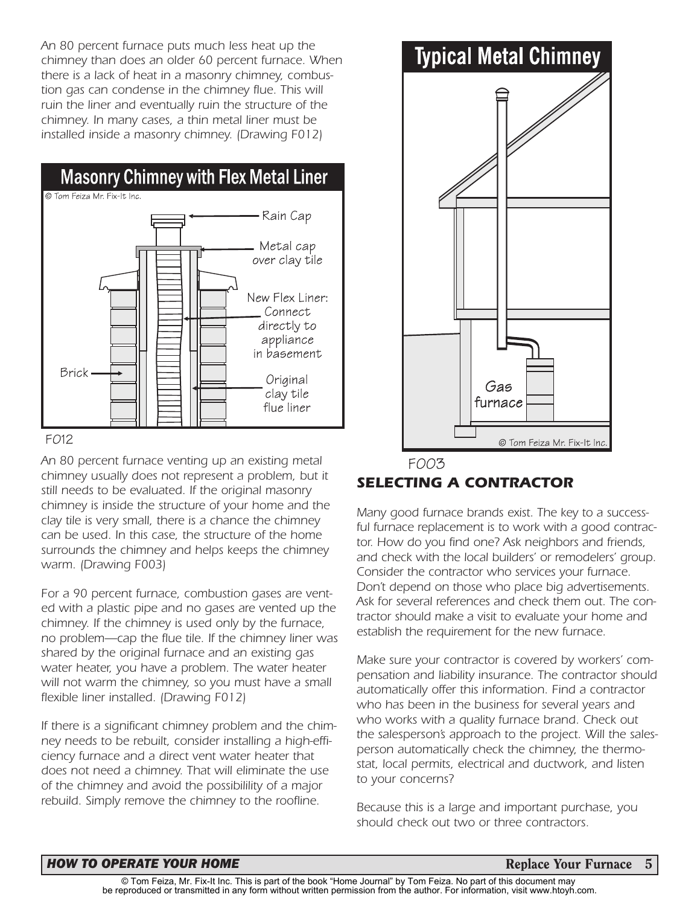An 80 percent furnace puts much less heat up the chimney than does an older 60 percent furnace. When there is a lack of heat in a masonry chimney, combustion gas can condense in the chimney flue. This will ruin the liner and eventually ruin the structure of the chimney. In many cases, a thin metal liner must be installed inside a masonry chimney. (Drawing F012)

**Masonry Chimney with Flex Metal Liner**

© Tom Feiza Mr. Fix-It Inc.

Rain Cap

Metal cap over clay tile

New Flex Liner: Connect directly to appliance in basement

Brick

Original clay tile flue liner

F012

An 80 percent furnace venting up an existing metal chimney usually does not represent a problem, but it still needs to be evaluated. If the original masonry chimney is inside the structure of your home and the clay tile is very small, there is a chance the chimney can be used. In this case, the structure of the home surrounds the chimney and helps keeps the chimney warm. (Drawing F003)

For a 90 percent furnace, combustion gases are vented with a plastic pipe and no gases are vented up the chimney. If the chimney is used only by the furnace, no problem—cap the flue tile. If the chimney liner was shared by the original furnace and an existing gas water heater, you have a problem. The water heater will not warm the chimney, so you must have a small flexible liner installed. (Drawing F012)

If there is a significant chimney problem and the chimney needs to be rebuilt, consider installing a high-efficiency furnace and a direct vent water heater that does not need a chimney. That will eliminate the use of the chimney and avoid the possibilility of a major rebuild. Simply remove the chimney to the roofline.

**Typical Metal Chimney**

Gas furnace

© Tom Feiza Mr. Fix-It Inc.

F003

## SELECTING A CONTRACTOR

Many good furnace brands exist. The key to a successful furnace replacement is to work with a good contractor. How do you find one? Ask neighbors and friends, and check with the local builders' or remodelers' group. Consider the contractor who services your furnace. Don't depend on those who place big advertisements. Ask for several references and check them out. The contractor should make a visit to evaluate your home and establish the requirement for the new furnace.

Make sure your contractor is covered by workers' compensation and liability insurance. The contractor should automatically offer this information. Find a contractor who has been in the business for several years and who works with a quality furnace brand. Check out the salesperson's approach to the project. Will the salesperson automatically check the chimney, the thermostat, local permits, electrical and ductwork, and listen to your concerns?

Because this is a large and important purchase, you should check out two or three contractors.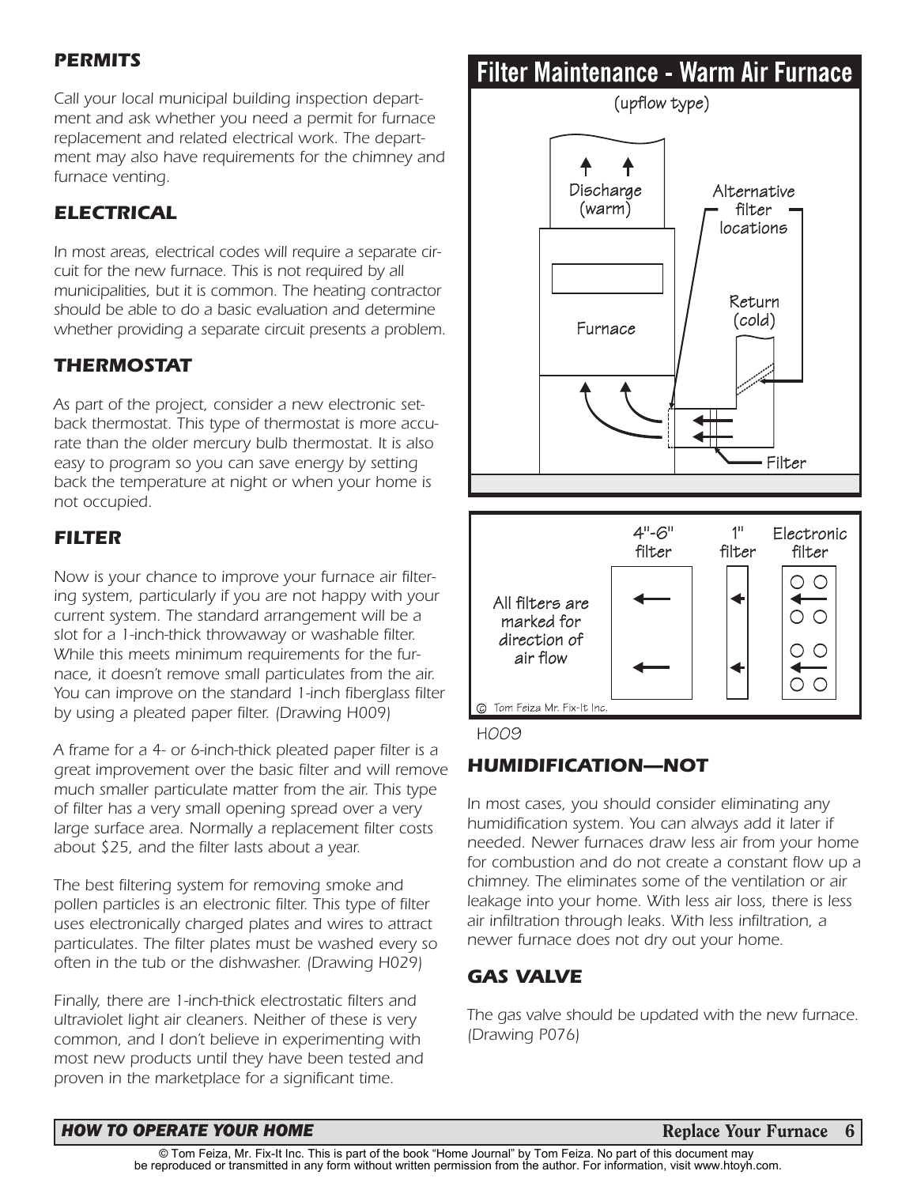### PERMITS

*Call your local municipal building inspection department and ask whether you need a permit for furnace replacement and related electrical work. The department may also have requirements for the chimney and furnace venting.*

### ELECTRICAL

*In most areas, electrical codes will require a separate circuit for the new furnace. This is not required by all municipalities, but it is common. The heating contractor should be able to do a basic evaluation and determine whether providing a separate circuit presents a problem.*

### THERMOSTAT

*As part of the project, consider a new electronic setback thermostat. This type of thermostat is more accurate than the older mercury bulb thermostat. It is also easy to program so you can save energy by setting back the temperature at night or when your home is not occupied.*

### FILTER

*Now is your chance to improve your furnace air filtering system, particularly if you are not happy with your current system. The standard arrangement will be a slot for a 1-inch-thick throwaway or washable filter. While this meets minimum requirements for the furnace, it doesn't remove small particulates from the air. You can improve on the standard 1-inch fiberglass filter by using a pleated paper filter. (Drawing H009)*

*A frame for a 4- or 6-inch-thick pleated paper filter is a great improvement over the basic filter and will remove much smaller particulate matter from the air. This type of filter has a very small opening spread over a very large surface area. Normally a replacement filter costs about $25, and the filter lasts about a year.*

*The best filtering system for removing smoke and pollen particles is an electronic filter. This type of filter uses electronically charged plates and wires to attract particulates. The filter plates must be washed every so often in the tub or the dishwasher. (Drawing H029)*

*Finally, there are 1-inch-thick electrostatic filters and ultraviolet light air cleaners. Neither of these is very common, and I don't believe in experimenting with most new products until they have been tested and proven in the marketplace for a significant time.*

**Filter Maintenance - Warm Air Furnace**

(upflow type)

Discharge (warm) — Alternative filter locations — Return (cold) — Furnace — Filter

4"-6" filter — 1" filter — Electronic filter

All filters are marked for direction of air flow

© Tom Feiza Mr. Fix-It Inc.

H009

### HUMIDIFICATION—NOT

*In most cases, you should consider eliminating any humidification system. You can always add it later if needed. Newer furnaces draw less air from your home for combustion and do not create a constant flow up a chimney. The eliminates some of the ventilation or air leakage into your home. With less air loss, there is less air infiltration through leaks. With less infiltration, a newer furnace does not dry out your home.*

### GAS VALVE

*The gas valve should be updated with the new furnace. (Drawing P076)*

© Tom Feiza, Mr. Fix-It Inc. This is part of the book "Home Journal" by Tom Feiza. No part of this document may be reproduced or transmitted in any form without written permission from the author. For information, visit www.htoyh.com.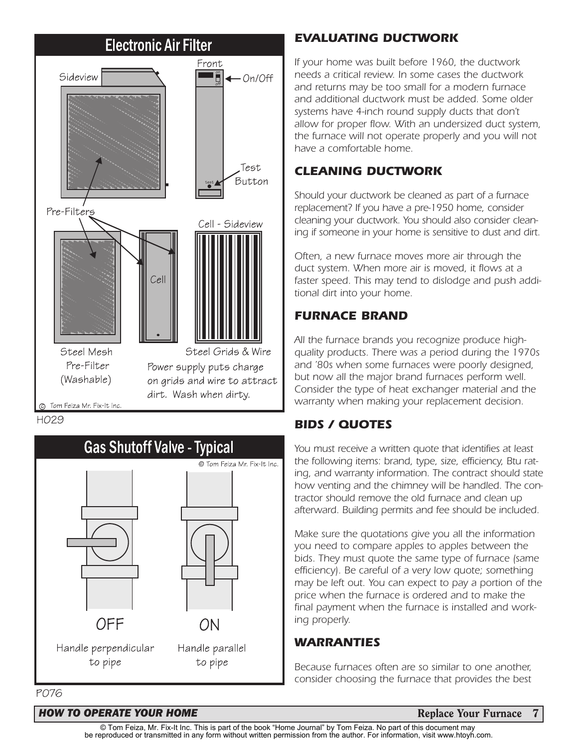## Electronic Air Filter

Sideview

Front

On/Off

Test Button

Pre-Filters

Cell - Sideview

Cell

Steel Mesh Pre-Filter (Washable)

Steel Grids & Wire

Power supply puts charge on grids and wire to attract dirt. Wash when dirty.

© Tom Feiza Mr. Fix-It Inc.

H029

## Gas Shutoff Valve - Typical

© Tom Feiza Mr. Fix-It Inc.

OFF

Handle perpendicular to pipe

ON

Handle parallel to pipe

P076

### *EVALUATING DUCTWORK*

*If your home was built before 1960, the ductwork needs a critical review. In some cases the ductwork and returns may be too small for a modern furnace and additional ductwork must be added. Some older systems have 4-inch round supply ducts that don't allow for proper flow. With an undersized duct system, the furnace will not operate properly and you will not have a comfortable home.*

### *CLEANING DUCTWORK*

*Should your ductwork be cleaned as part of a furnace replacement? If you have a pre-1950 home, consider cleaning your ductwork. You should also consider cleaning if someone in your home is sensitive to dust and dirt.*

*Often, a new furnace moves more air through the duct system. When more air is moved, it flows at a faster speed. This may tend to dislodge and push additional dirt into your home.*

### *FURNACE BRAND*

*All the furnace brands you recognize produce high-quality products. There was a period during the 1970s and '80s when some furnaces were poorly designed, but now all the major brand furnaces perform well. Consider the type of heat exchanger material and the warranty when making your replacement decision.*

### *BIDS / QUOTES*

*You must receive a written quote that identifies at least the following items: brand, type, size, efficiency, Btu rating, and warranty information. The contract should state how venting and the chimney will be handled. The contractor should remove the old furnace and clean up afterward. Building permits and fee should be included.*

*Make sure the quotations give you all the information you need to compare apples to apples between the bids. They must quote the same type of furnace (same efficiency). Be careful of a very low quote; something may be left out. You can expect to pay a portion of the price when the furnace is ordered and to make the final payment when the furnace is installed and working properly.*

### *WARRANTIES*

*Because furnaces often are so similar to one another, consider choosing the furnace that provides the best*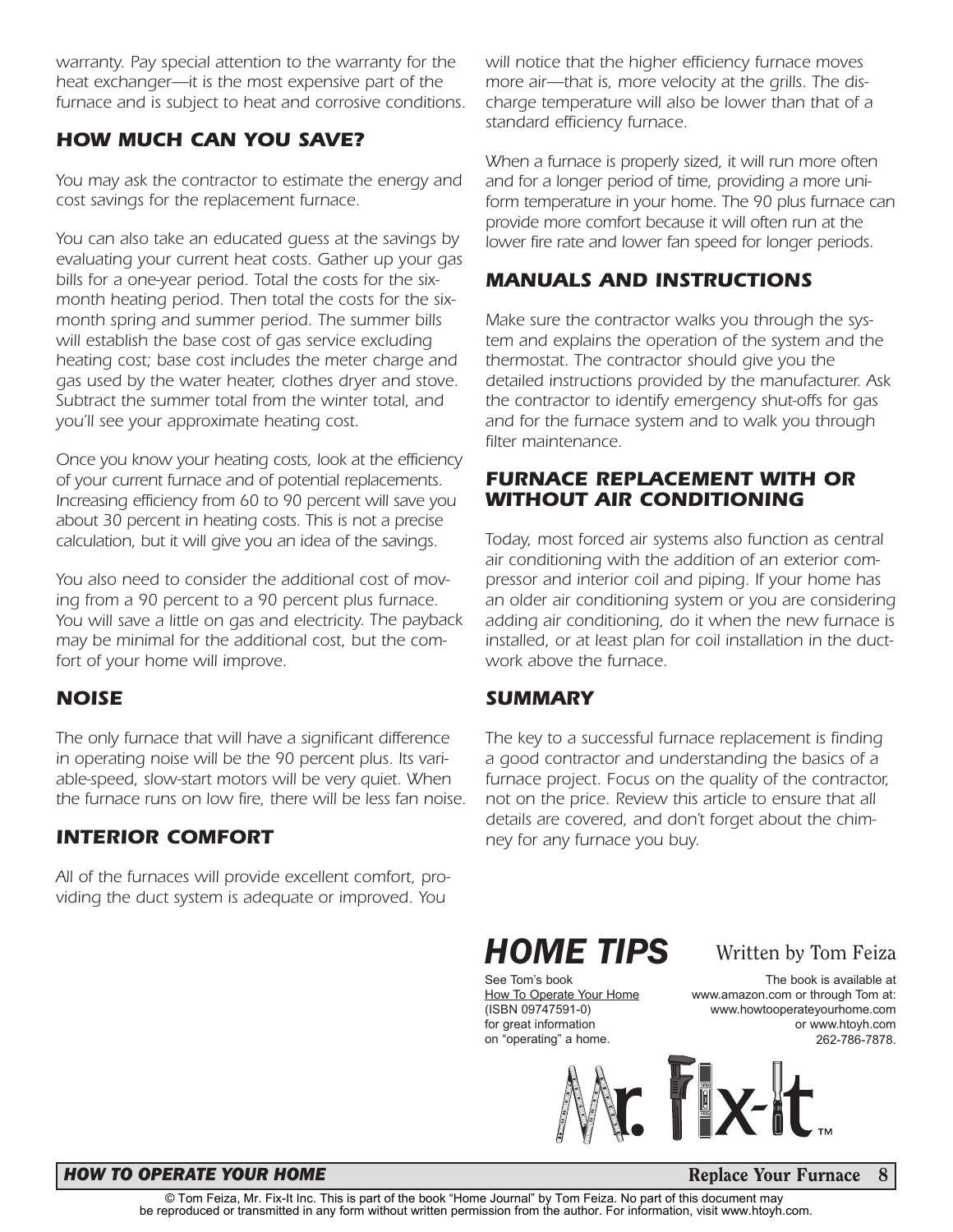*warranty. Pay special attention to the warranty for the heat exchanger—it is the most expensive part of the furnace and is subject to heat and corrosive conditions.*

## HOW MUCH CAN YOU SAVE?

*You may ask the contractor to estimate the energy and cost savings for the replacement furnace.*

*You can also take an educated guess at the savings by evaluating your current heat costs. Gather up your gas bills for a one-year period. Total the costs for the six-month heating period. Then total the costs for the six-month spring and summer period. The summer bills will establish the base cost of gas service excluding heating cost; base cost includes the meter charge and gas used by the water heater, clothes dryer and stove. Subtract the summer total from the winter total, and you'll see your approximate heating cost.*

*Once you know your heating costs, look at the efficiency of your current furnace and of potential replacements. Increasing efficiency from 60 to 90 percent will save you about 30 percent in heating costs. This is not a precise calculation, but it will give you an idea of the savings.*

*You also need to consider the additional cost of moving from a 90 percent to a 90 percent plus furnace. You will save a little on gas and electricity. The payback may be minimal for the additional cost, but the comfort of your home will improve.*

## NOISE

*The only furnace that will have a significant difference in operating noise will be the 90 percent plus. Its variable-speed, slow-start motors will be very quiet. When the furnace runs on low fire, there will be less fan noise.*

## INTERIOR COMFORT

*All of the furnaces will provide excellent comfort, providing the duct system is adequate or improved. You will notice that the higher efficiency furnace moves more air—that is, more velocity at the grills. The discharge temperature will also be lower than that of a standard efficiency furnace.*

*When a furnace is properly sized, it will run more often and for a longer period of time, providing a more uniform temperature in your home. The 90 plus furnace can provide more comfort because it will often run at the lower fire rate and lower fan speed for longer periods.*

## MANUALS AND INSTRUCTIONS

*Make sure the contractor walks you through the system and explains the operation of the system and the thermostat. The contractor should give you the detailed instructions provided by the manufacturer. Ask the contractor to identify emergency shut-offs for gas and for the furnace system and to walk you through filter maintenance.*

## FURNACE REPLACEMENT WITH OR WITHOUT AIR CONDITIONING

*Today, most forced air systems also function as central air conditioning with the addition of an exterior compressor and interior coil and piping. If your home has an older air conditioning system or you are considering adding air conditioning, do it when the new furnace is installed, or at least plan for coil installation in the ductwork above the furnace.*

## SUMMARY

*The key to a successful furnace replacement is finding a good contractor and understanding the basics of a furnace project. Focus on the quality of the contractor, not on the price. Review this article to ensure that all details are covered, and don't forget about the chimney for any furnace you buy.*

**HOME TIPS** Written by Tom Feiza

See Tom's book How To Operate Your Home (ISBN 09747591-0) for great information on "operating" a home.

The book is available at www.amazon.com or through Tom at: www.howtooperateyourhome.com or www.htoyh.com 262-786-7878.

Mr. Fix-It™

© Tom Feiza, Mr. Fix-It Inc. This is part of the book "Home Journal" by Tom Feiza. No part of this document may be reproduced or transmitted in any form without written permission from the author. For information, visit www.htoyh.com.